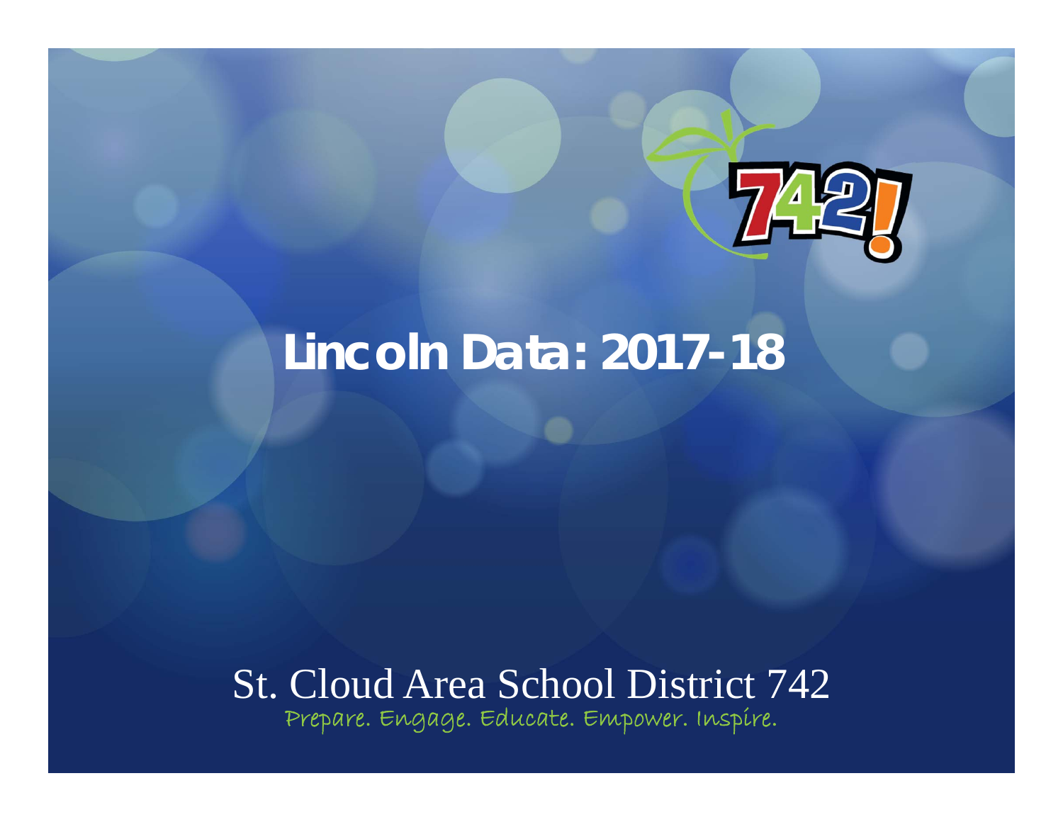# Lincoln Data: 2017-18

St. Cloud Area School District 742

Prepare. Engage. Educate. Empower. Inspire.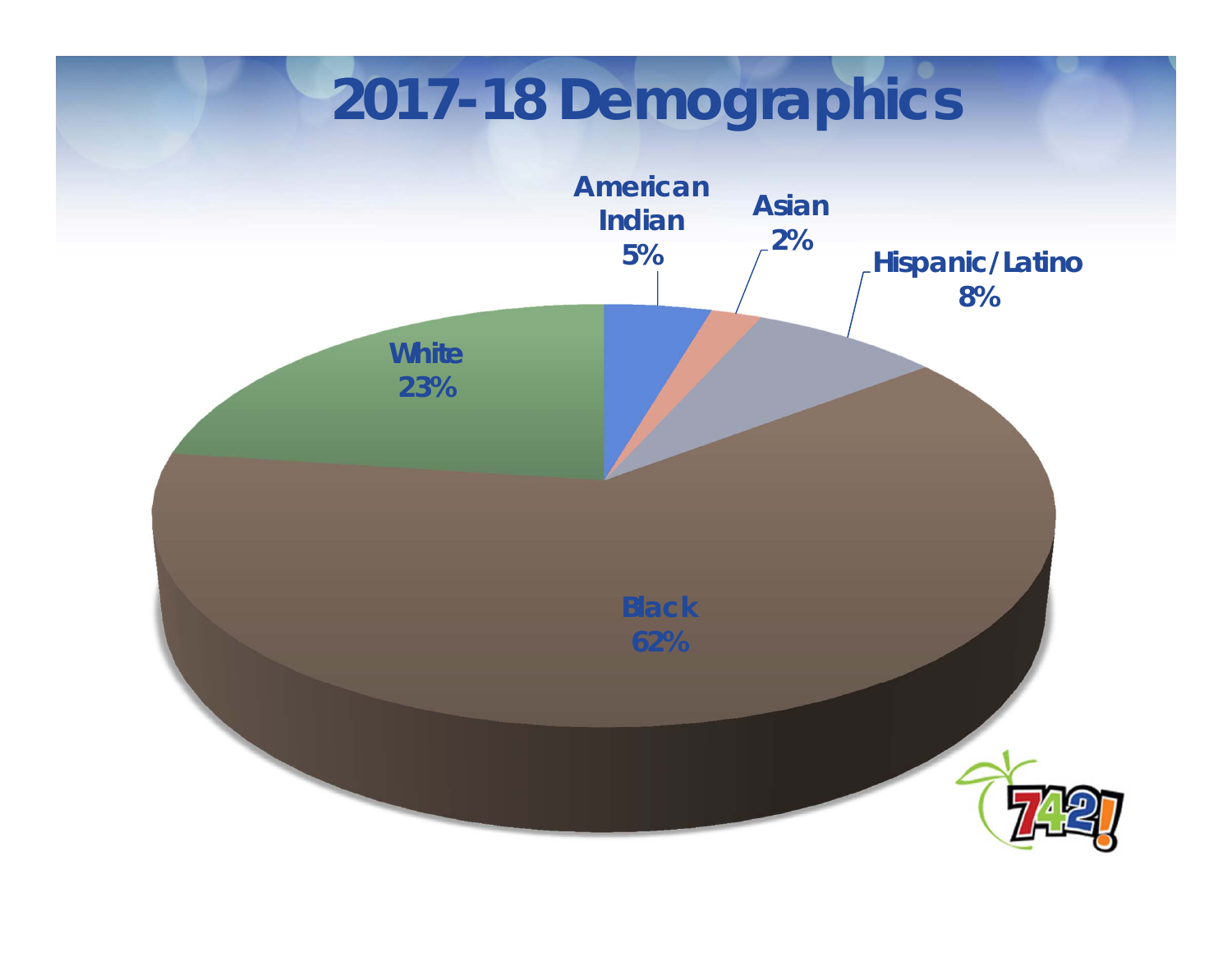# 2017-18 Demographics

- American Indian 5%
- Asian 2%
- Hispanic/Latino 8%
- Black 62%
- White 23%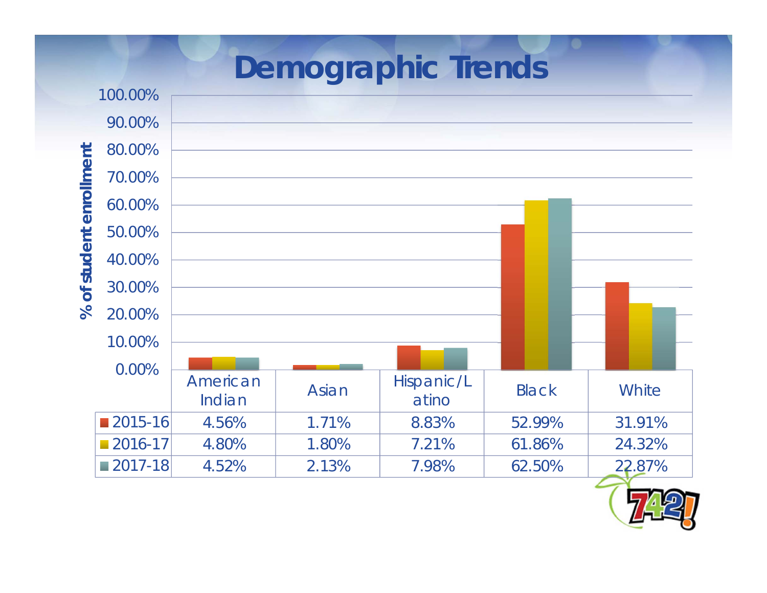# Demographic Trends

| | American Indian | Asian | Hispanic/Latino | Black | White |
|---|---|---|---|---|---|
| 2015-16 | 4.56% | 1.71% | 8.83% | 52.99% | 31.91% |
| 2016-17 | 4.80% | 1.80% | 7.21% | 61.86% | 24.32% |
| 2017-18 | 4.52% | 2.13% | 7.98% | 62.50% | 22.87% |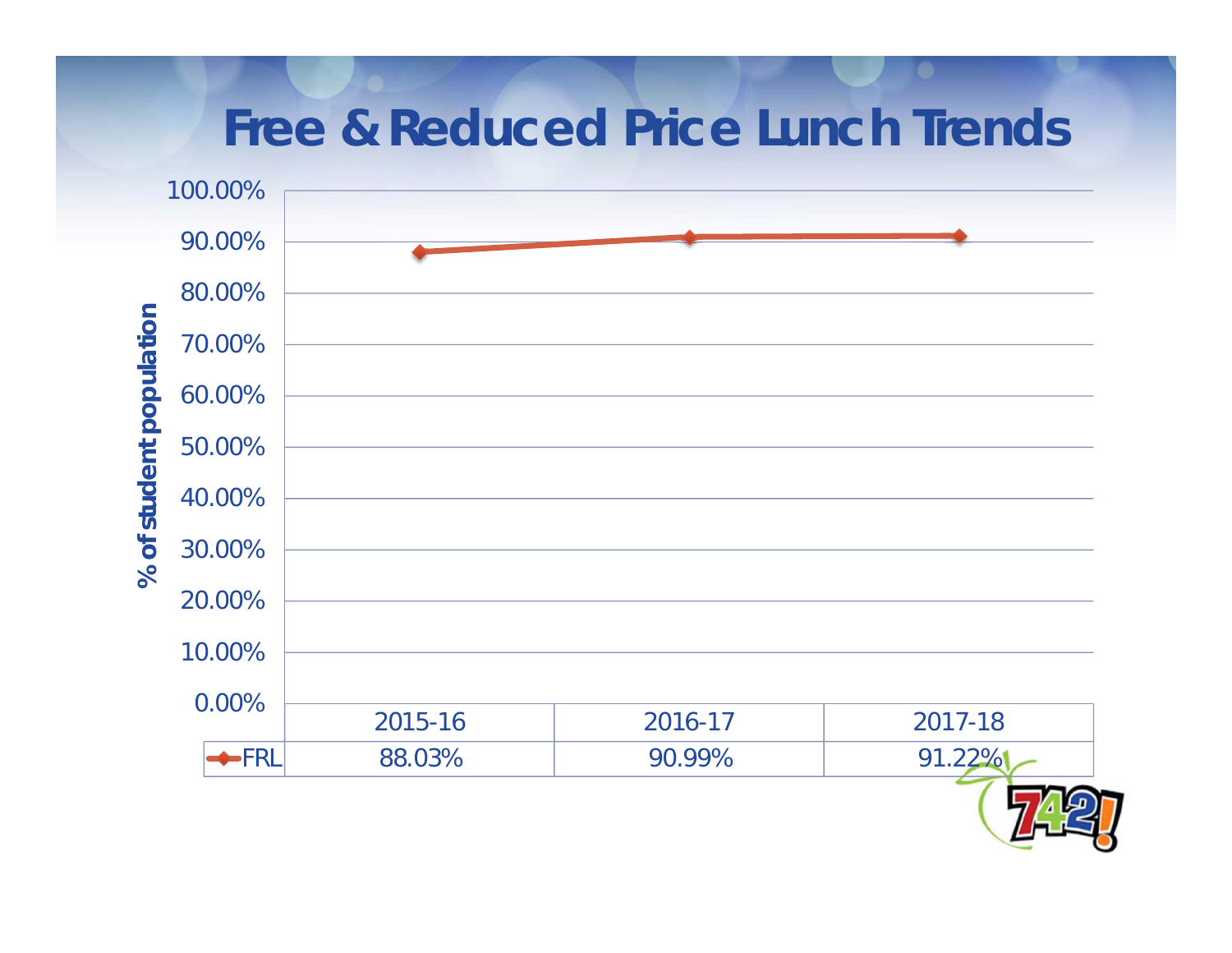# Free & Reduced Price Lunch Trends

| | 2015-16 | 2016-17 | 2017-18 |
|---|---|---|---|
| FRL | 88.03% | 90.99% | 91.22% |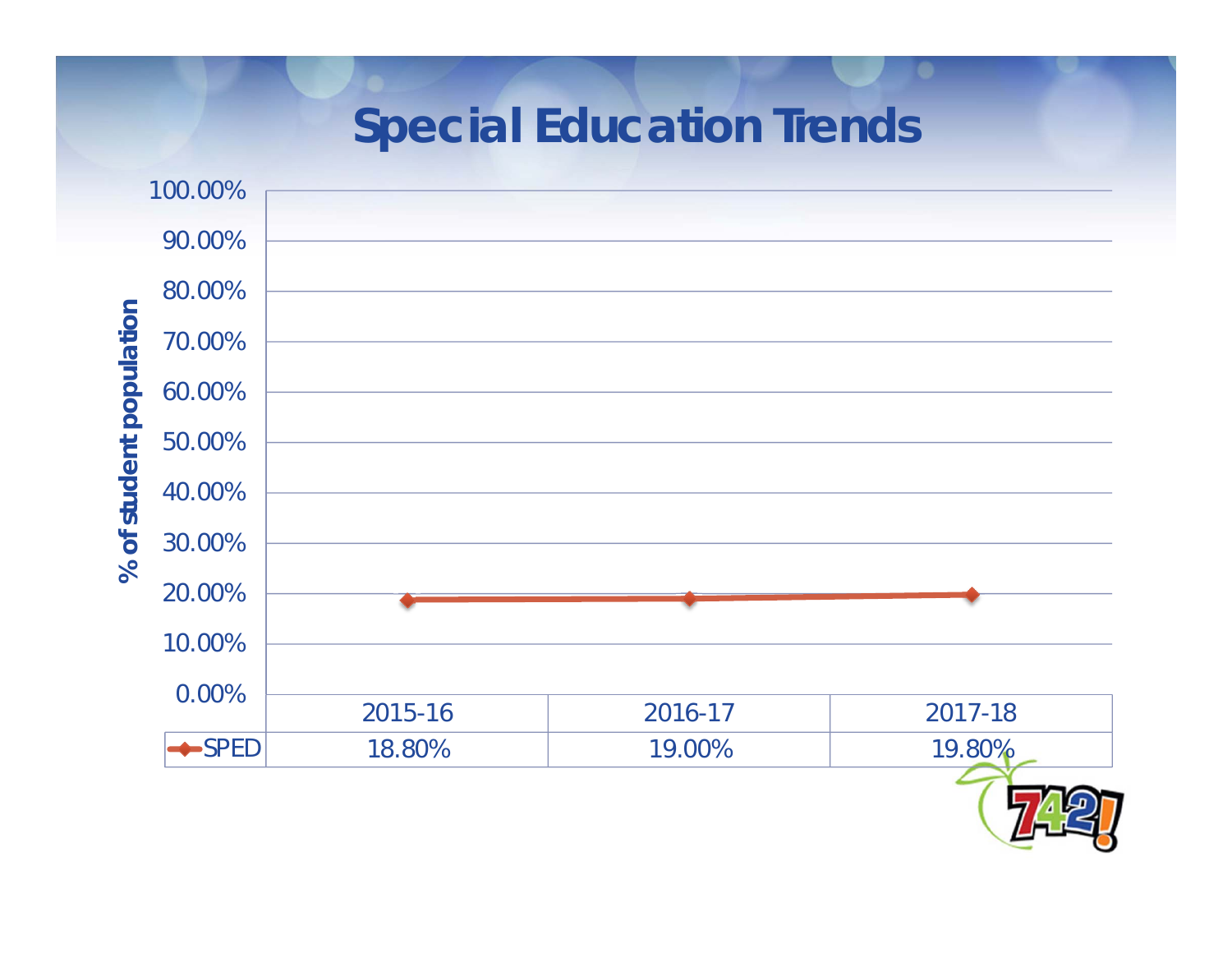# Special Education Trends

% of student population

| | 2015-16 | 2016-17 | 2017-18 |
|---|---|---|---|
| SPED | 18.80% | 19.00% | 19.80% |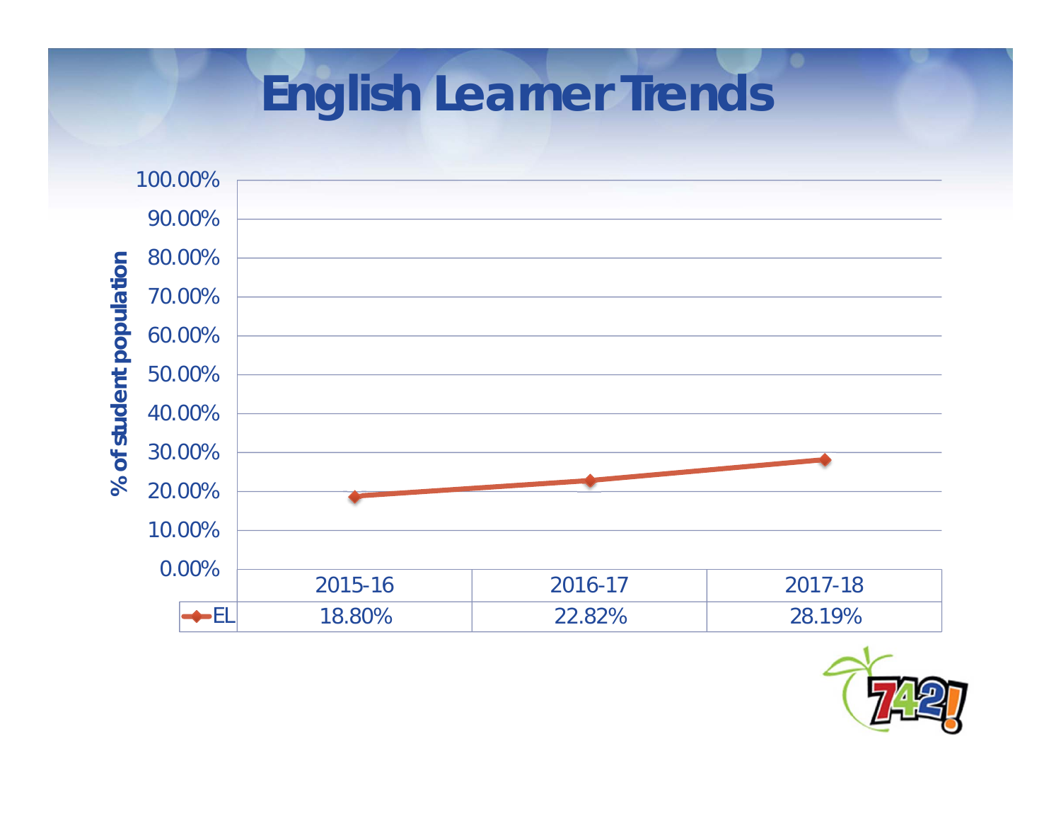# English Learner Trends

| | 2015-16 | 2016-17 | 2017-18 |
|---|---|---|---|
| EL | 18.80% | 22.82% | 28.19% |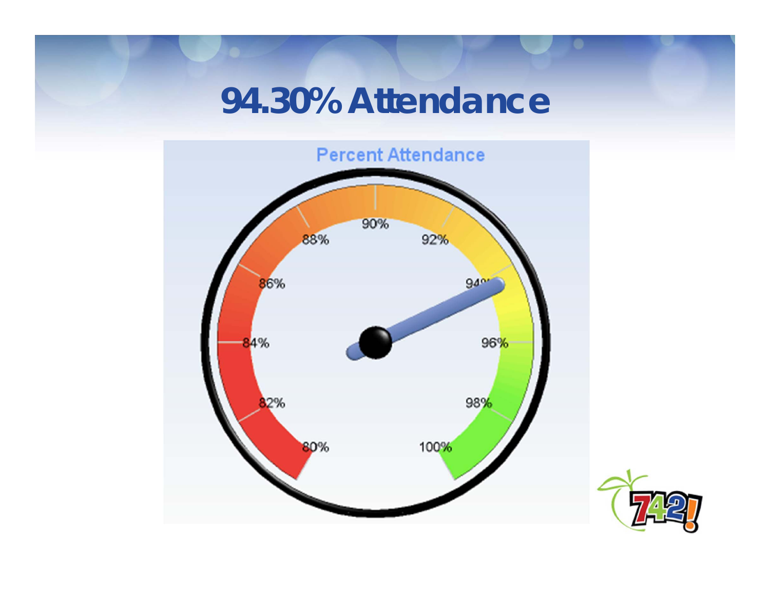# 94.30% Attendance

Percent Attendance

80% 82% 84% 86% 88% 90% 92% 94% 96% 98% 100%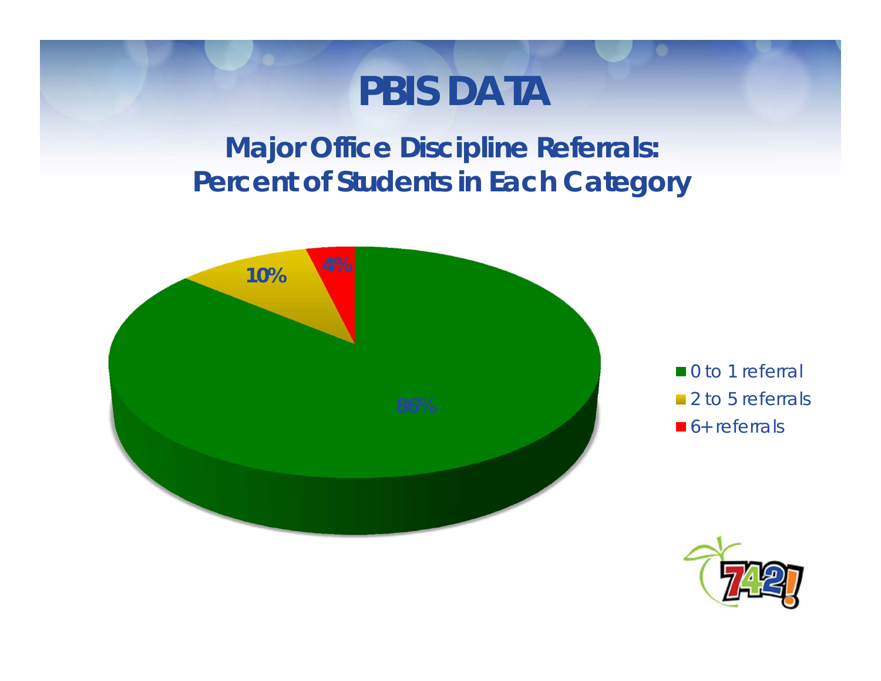# PBIS DATA

## Major Office Discipline Referrals: Percent of Students in Each Category

| Category | Percent |
|---|---|
| 0 to 1 referral | 86% |
| 2 to 5 referrals | 10% |
| 6+ referrals | 4% |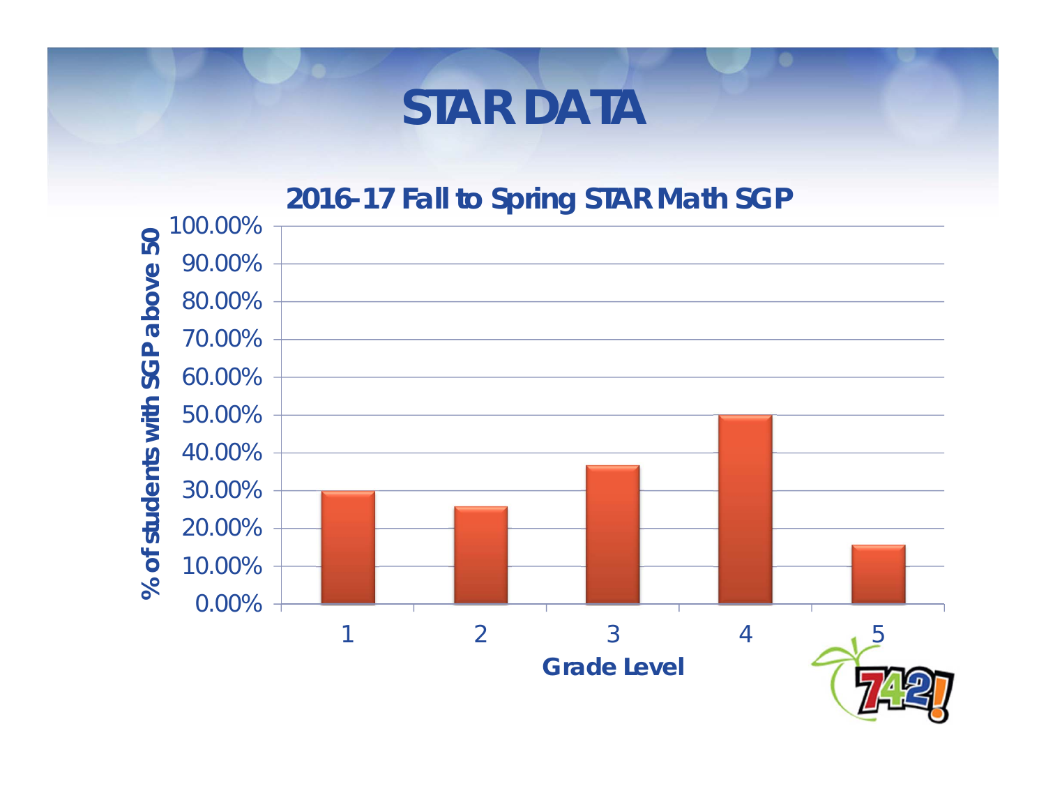# STAR DATA

## 2016-17 Fall to Spring STAR Math SGP

% of students with SGP above 50

| Grade Level | % of students with SGP above 50 |
|---|---|
| 1 | ~30% |
| 2 | ~26% |
| 3 | ~37% |
| 4 | ~50% |
| 5 | ~16% |

Grade Level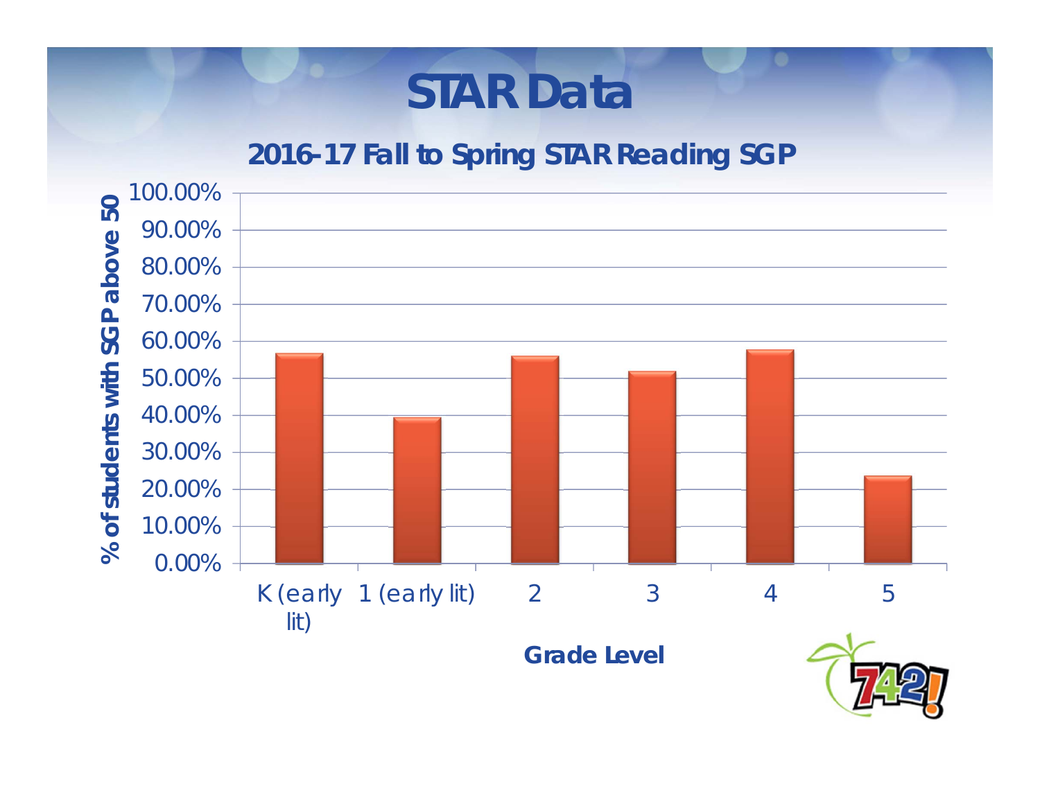# STAR Data

## 2016-17 Fall to Spring STAR Reading SGP

% of students with SGP above 50

100.00%
90.00%
80.00%
70.00%
60.00%
50.00%
40.00%
30.00%
20.00%
10.00%
0.00%

K (early lit) | 1 (early lit) | 2 | 3 | 4 | 5

Grade Level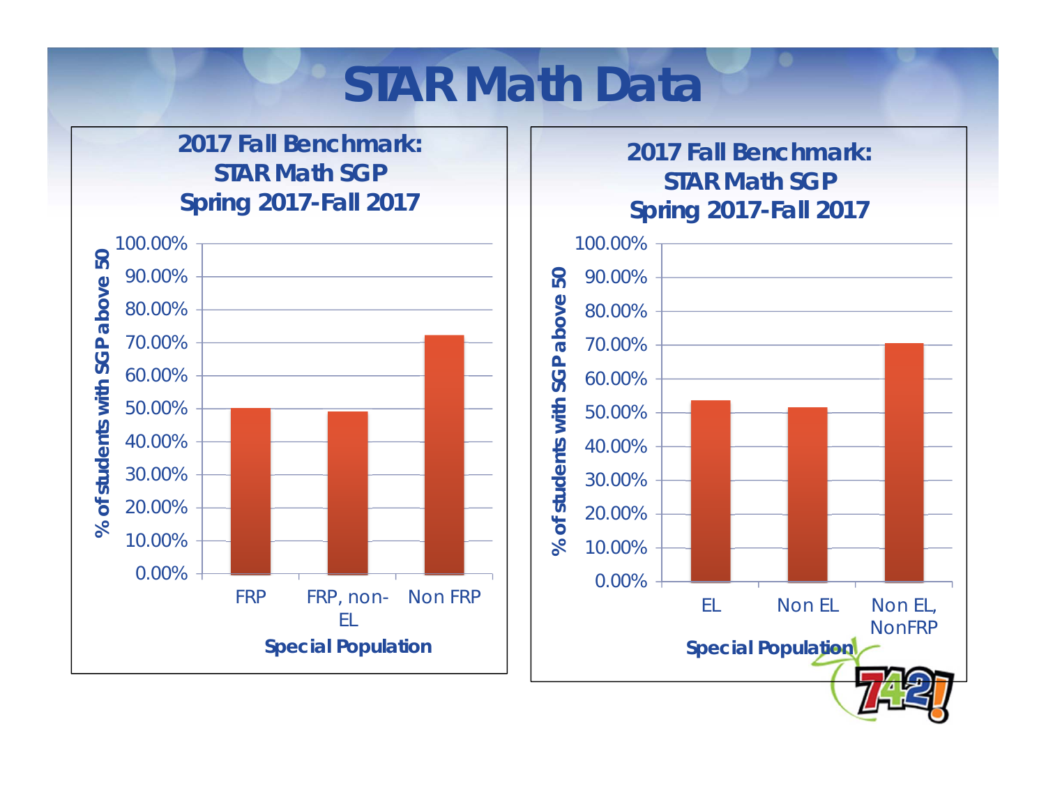# STAR Math Data

**2017 Fall Benchmark: STAR Math SGP Spring 2017-Fall 2017**

% of students with SGP above 50

100.00%
90.00%
80.00%
70.00%
60.00%
50.00%
40.00%
30.00%
20.00%
10.00%
0.00%

FRP | FRP, non-EL | Non FRP

**Special Population**

**2017 Fall Benchmark: STAR Math SGP Spring 2017-Fall 2017**

% of students with SGP above 50

100.00%
90.00%
80.00%
70.00%
60.00%
50.00%
40.00%
30.00%
20.00%
10.00%
0.00%

EL | Non EL | Non EL, NonFRP

**Special Population**

742!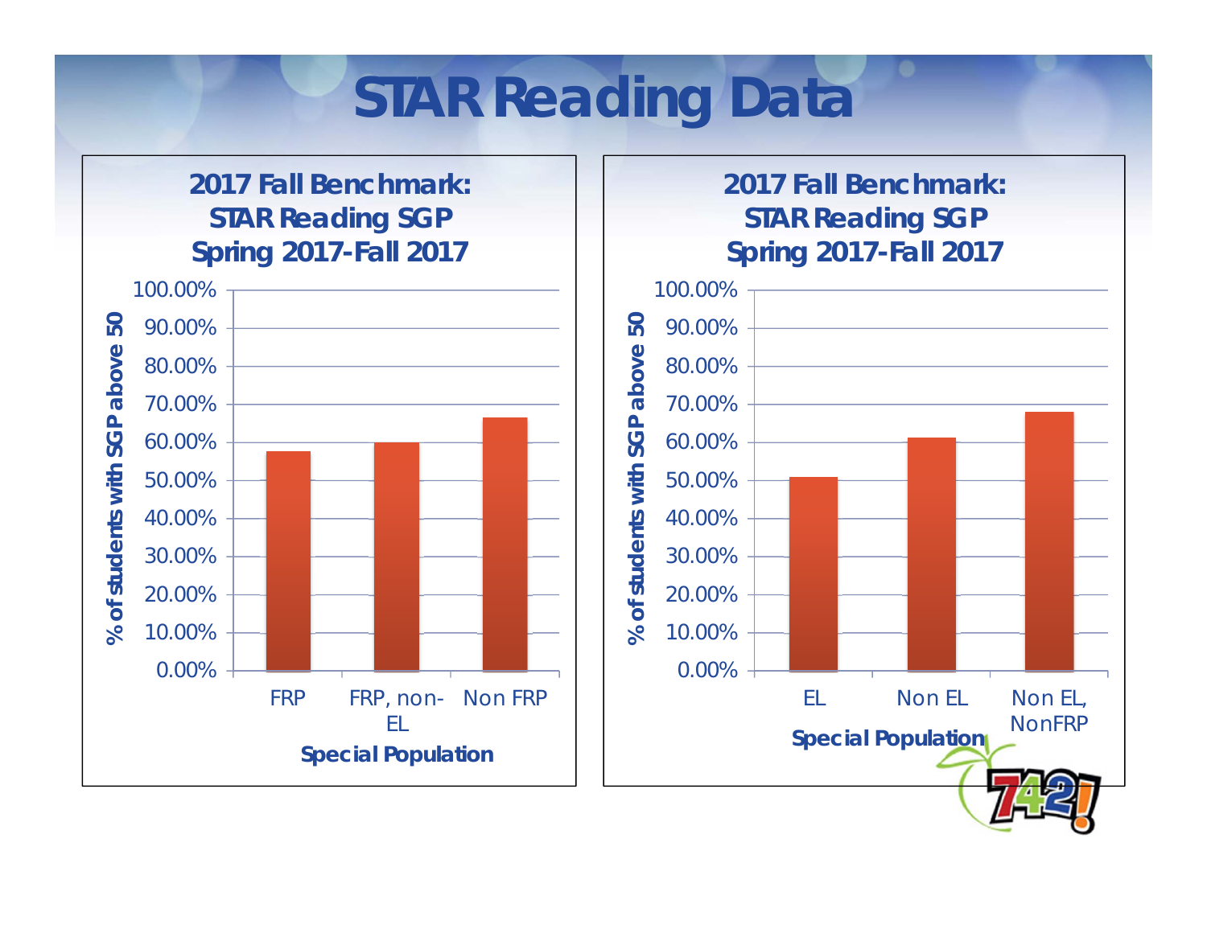# STAR Reading Data

## 2017 Fall Benchmark: STAR Reading SGP Spring 2017-Fall 2017

% of students with SGP above 50

100.00%
90.00%
80.00%
70.00%
60.00%
50.00%
40.00%
30.00%
20.00%
10.00%
0.00%

FRP | FRP, non-EL | Non FRP

Special Population

## 2017 Fall Benchmark: STAR Reading SGP Spring 2017-Fall 2017

% of students with SGP above 50

100.00%
90.00%
80.00%
70.00%
60.00%
50.00%
40.00%
30.00%
20.00%
10.00%
0.00%

EL | Non EL | Non EL, NonFRP

Special Population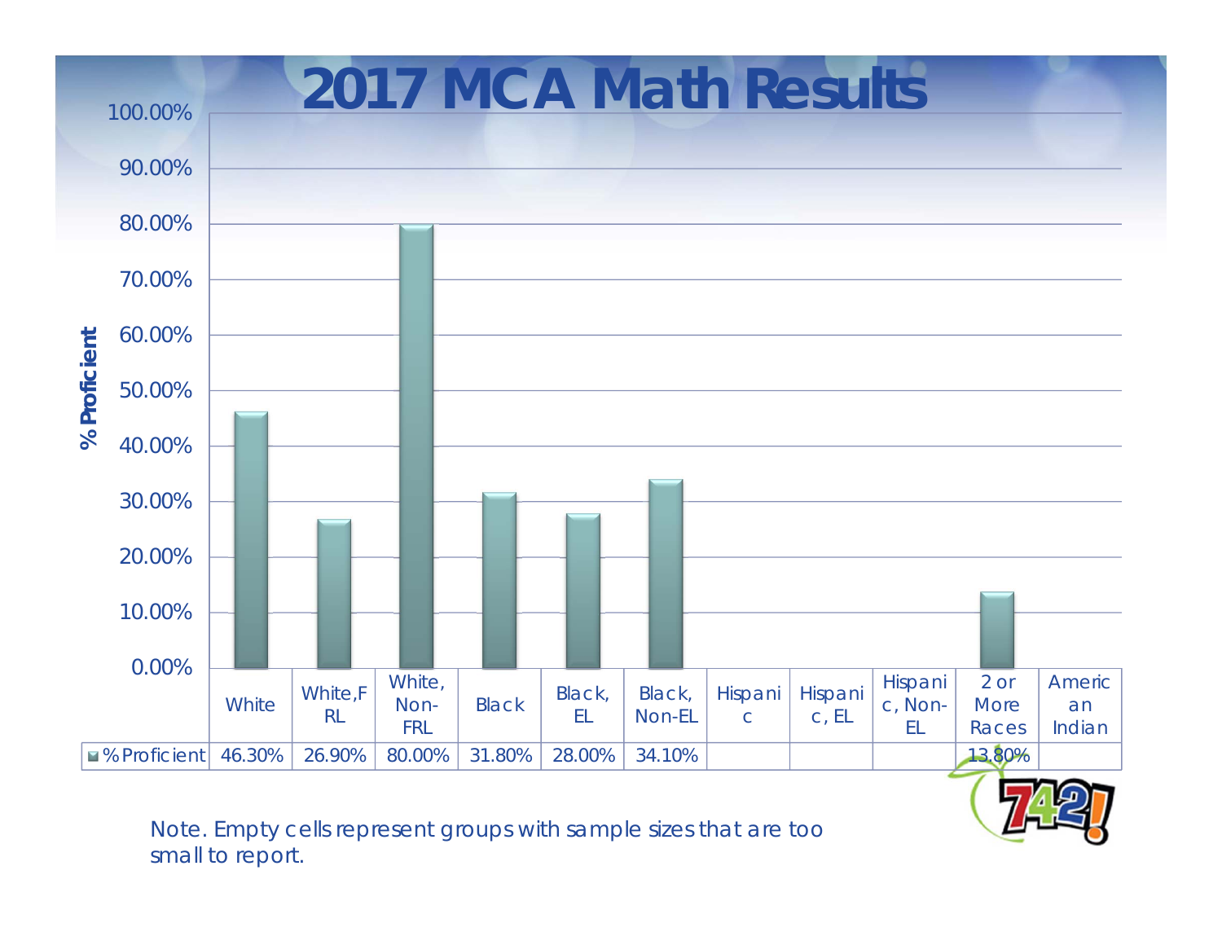# 2017 MCA Math Results

| | White | White, FRL | White, Non-FRL | Black | Black, EL | Black, Non-EL | Hispanic | Hispanic, EL | Hispanic, Non-EL | 2 or More Races | American Indian |
|---|---|---|---|---|---|---|---|---|---|---|---|
| % Proficient | 46.30% | 26.90% | 80.00% | 31.80% | 28.00% | 34.10% | | | | 13.80% | |

Note. Empty cells represent groups with sample sizes that are too small to report.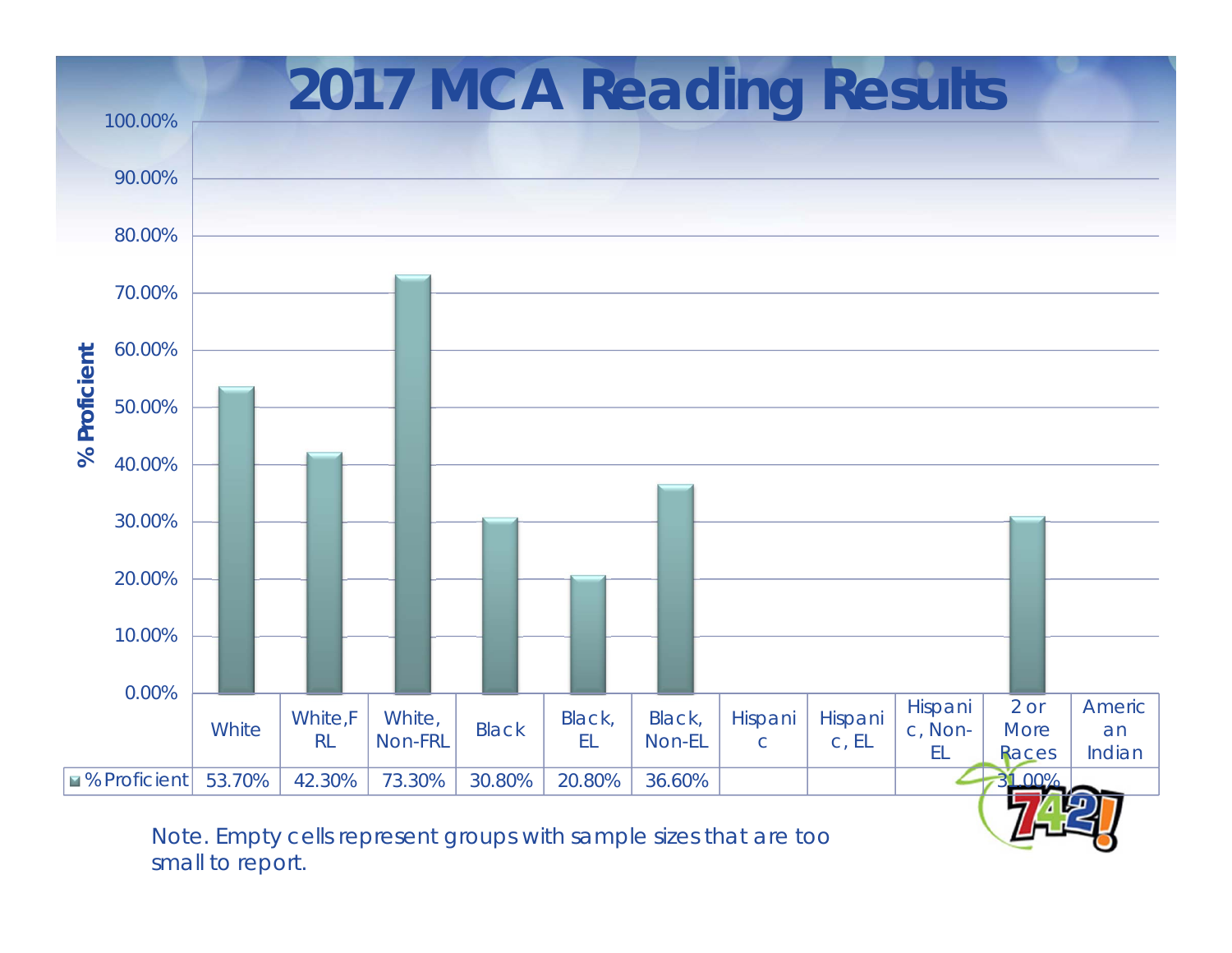# 2017 MCA Reading Results

| | White | White, FRL | White, Non-FRL | Black | Black, EL | Black, Non-EL | Hispanic | Hispanic, EL | Hispanic, Non-EL | 2 or More Races | American Indian |
|---|---|---|---|---|---|---|---|---|---|---|---|
| % Proficient | 53.70% | 42.30% | 73.30% | 30.80% | 20.80% | 36.60% | | | | 31.00% | |

Note. Empty cells represent groups with sample sizes that are too small to report.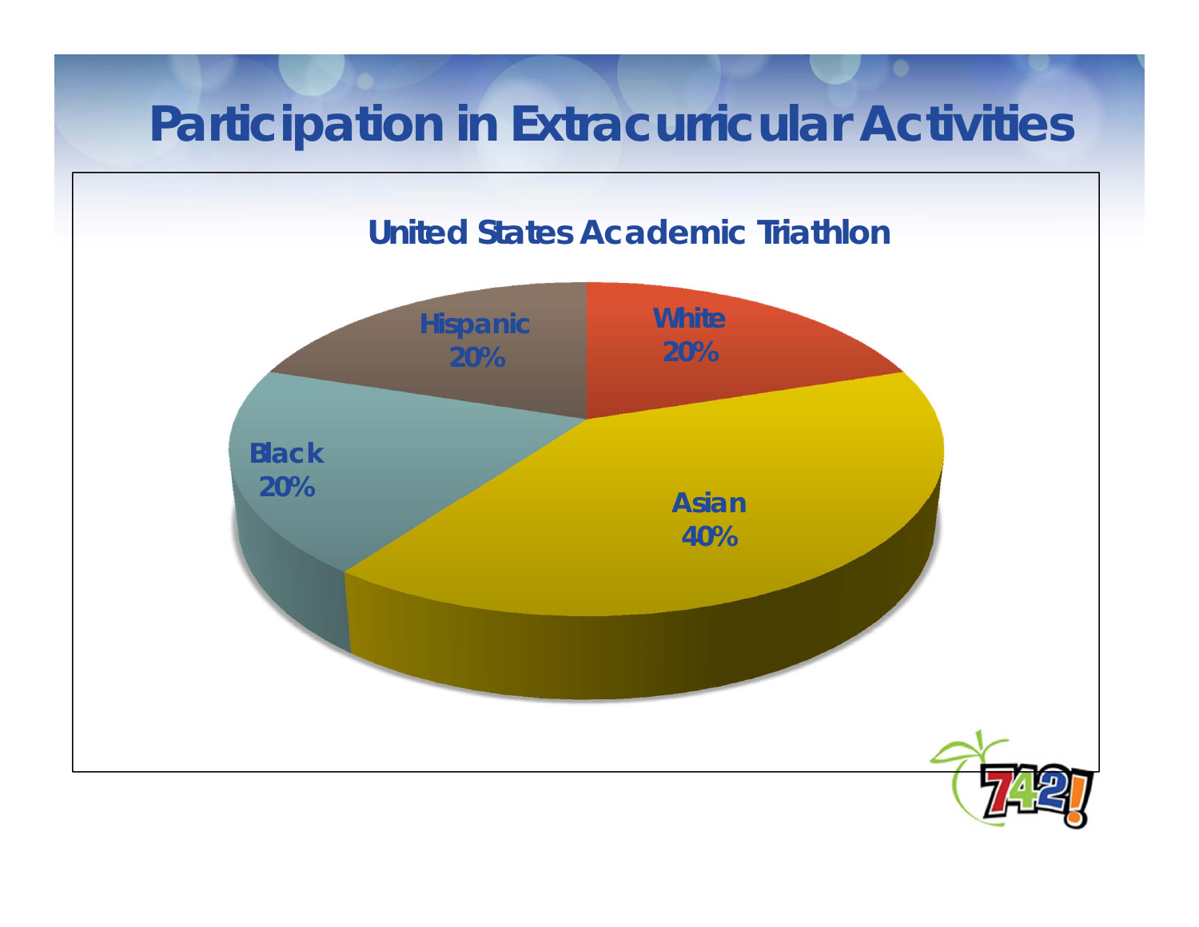# Participation in Extracurricular Activities

## United States Academic Triathlon

| Group | Percentage |
| --- | --- |
| White | 20% |
| Asian | 40% |
| Black | 20% |
| Hispanic | 20% |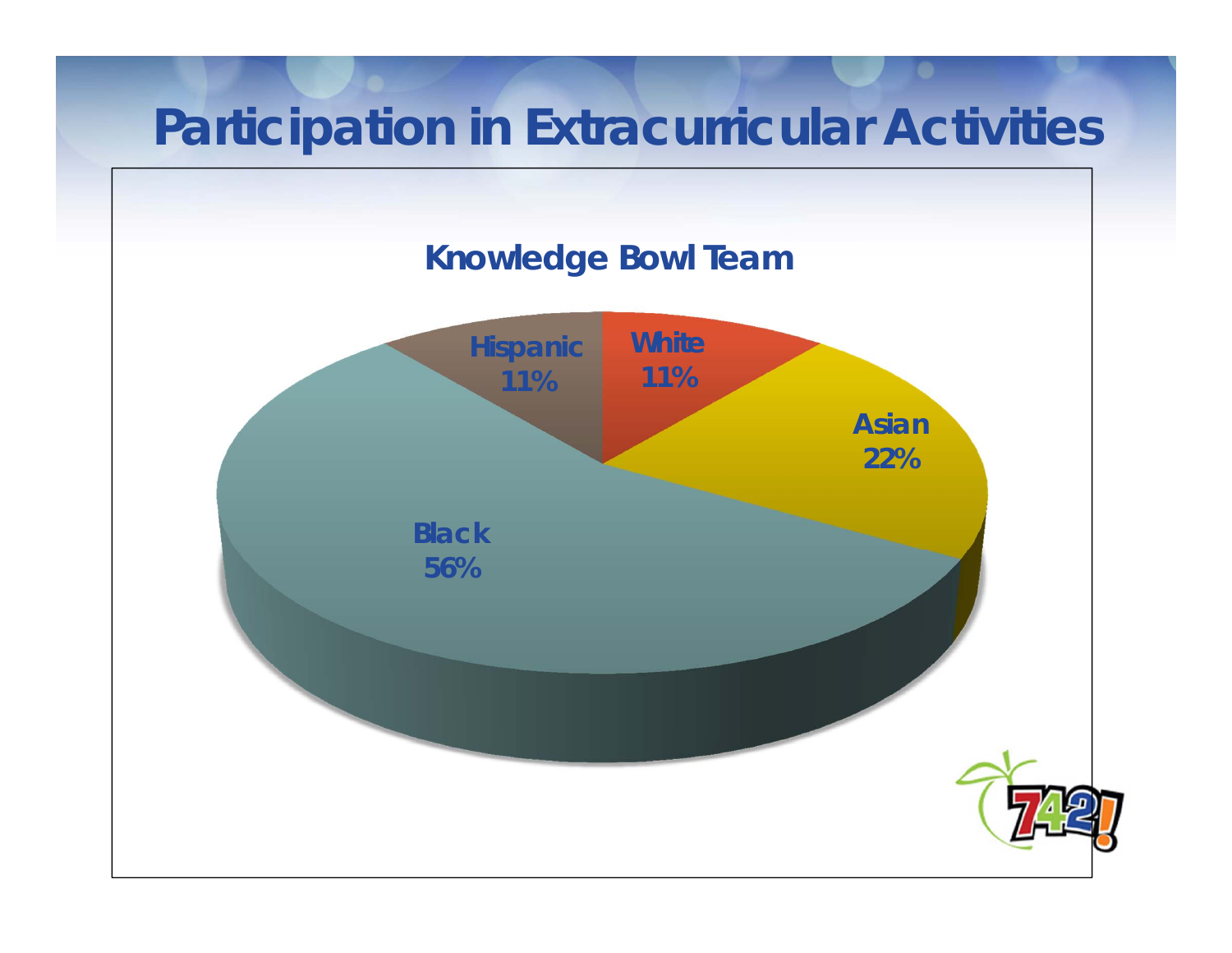# Participation in Extracurricular Activities

Knowledge Bowl Team

Hispanic 11%

White 11%

Asian 22%

Black 56%